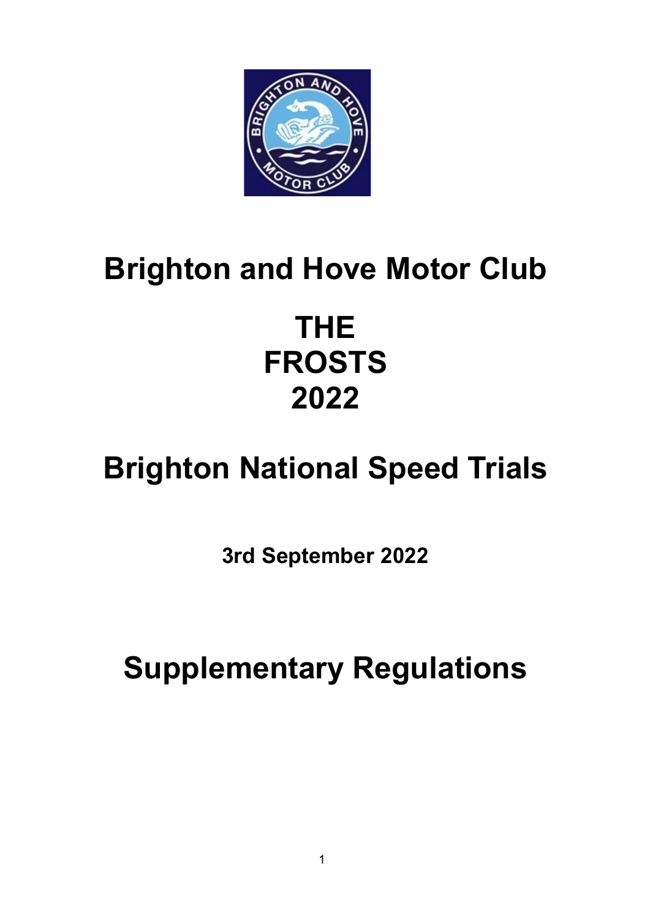# Brighton and Hove Motor Club

# THE FROSTS 2022

# Brighton National Speed Trials

**3rd September 2022**

# Supplementary Regulations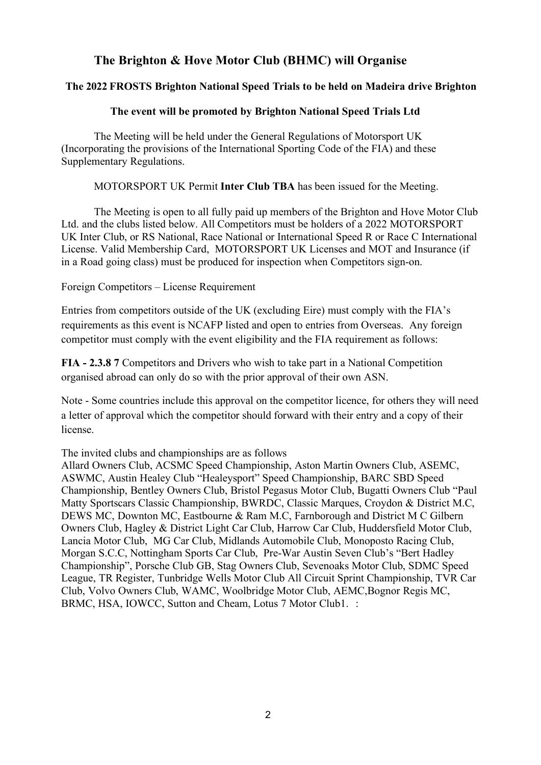## The Brighton & Hove Motor Club (BHMC) will Organise

### The 2022 FROSTS Brighton National Speed Trials to be held on Madeira drive Brighton

### The event will be promoted by Brighton National Speed Trials Ltd

The Meeting will be held under the General Regulations of Motorsport UK (Incorporating the provisions of the International Sporting Code of the FIA) and these Supplementary Regulations.

MOTORSPORT UK Permit **Inter Club TBA** has been issued for the Meeting.

The Meeting is open to all fully paid up members of the Brighton and Hove Motor Club Ltd. and the clubs listed below. All Competitors must be holders of a 2022 MOTORSPORT UK Inter Club, or RS National, Race National or International Speed R or Race C International License. Valid Membership Card, MOTORSPORT UK Licenses and MOT and Insurance (if in a Road going class) must be produced for inspection when Competitors sign-on.

Foreign Competitors – License Requirement

Entries from competitors outside of the UK (excluding Eire) must comply with the FIA's requirements as this event is NCAFP listed and open to entries from Overseas. Any foreign competitor must comply with the event eligibility and the FIA requirement as follows:

**FIA - 2.3.8 7** Competitors and Drivers who wish to take part in a National Competition organised abroad can only do so with the prior approval of their own ASN.

Note - Some countries include this approval on the competitor licence, for others they will need a letter of approval which the competitor should forward with their entry and a copy of their license.

The invited clubs and championships are as follows
Allard Owners Club, ACSMC Speed Championship, Aston Martin Owners Club, ASEMC, ASWMC, Austin Healey Club "Healeysport" Speed Championship, BARC SBD Speed Championship, Bentley Owners Club, Bristol Pegasus Motor Club, Bugatti Owners Club "Paul Matty Sportscars Classic Championship, BWRDC, Classic Marques, Croydon & District M.C, DEWS MC, Downton MC, Eastbourne & Ram M.C, Farnborough and District M C Gilbern Owners Club, Hagley & District Light Car Club, Harrow Car Club, Huddersfield Motor Club, Lancia Motor Club, MG Car Club, Midlands Automobile Club, Monoposto Racing Club, Morgan S.C.C, Nottingham Sports Car Club, Pre-War Austin Seven Club's "Bert Hadley Championship", Porsche Club GB, Stag Owners Club, Sevenoaks Motor Club, SDMC Speed League, TR Register, Tunbridge Wells Motor Club All Circuit Sprint Championship, TVR Car Club, Volvo Owners Club, WAMC, Woolbridge Motor Club, AEMC,Bognor Regis MC, BRMC, HSA, IOWCC, Sutton and Cheam, Lotus 7 Motor Club1. :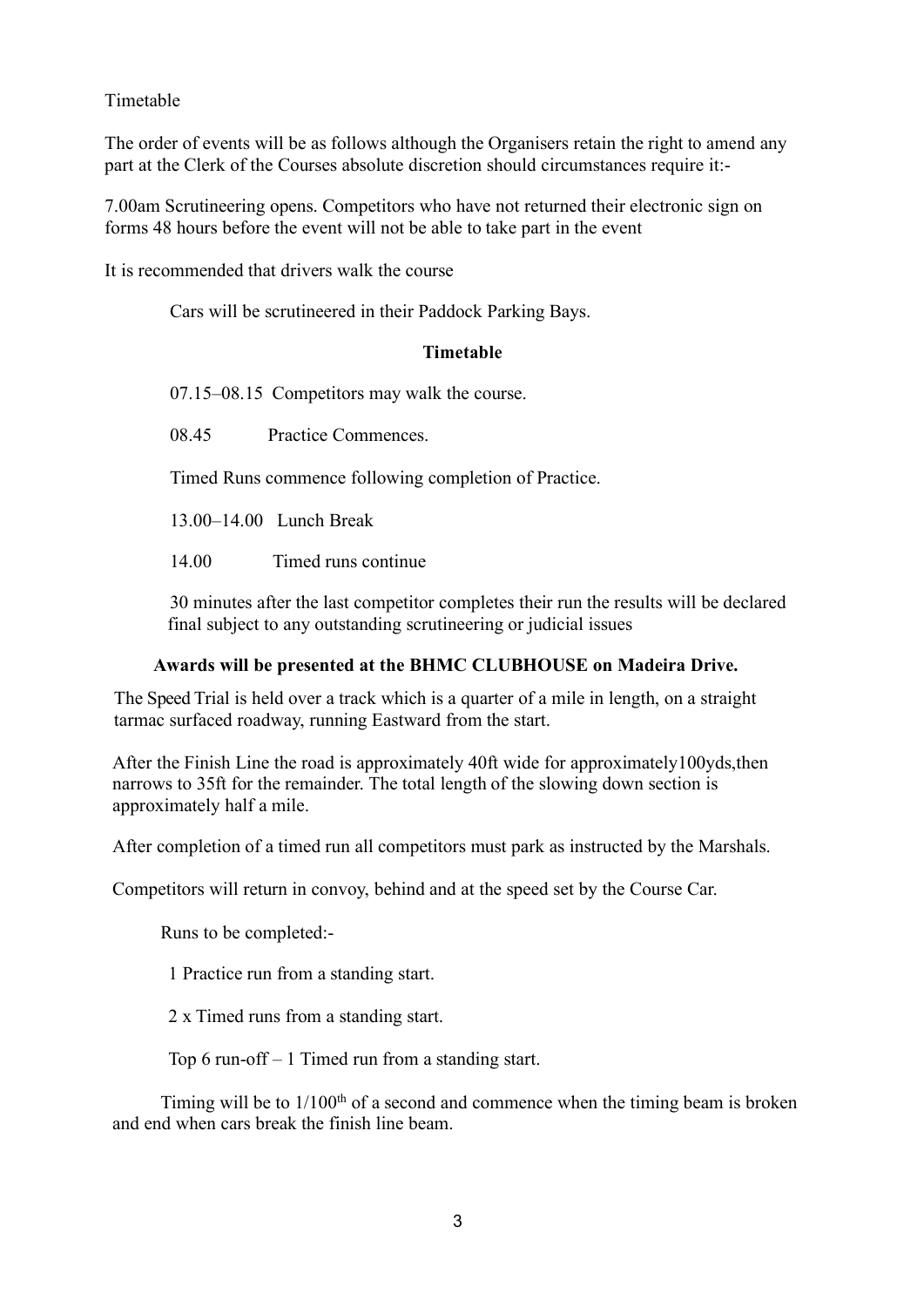Timetable

The order of events will be as follows although the Organisers retain the right to amend any part at the Clerk of the Courses absolute discretion should circumstances require it:-

7.00am Scrutineering opens. Competitors who have not returned their electronic sign on forms 48 hours before the event will not be able to take part in the event

It is recommended that drivers walk the course

Cars will be scrutineered in their Paddock Parking Bays.

**Timetable**

07.15–08.15 Competitors may walk the course.

08.45 Practice Commences.

Timed Runs commence following completion of Practice.

13.00–14.00 Lunch Break

14.00 Timed runs continue

30 minutes after the last competitor completes their run the results will be declared final subject to any outstanding scrutineering or judicial issues

**Awards will be presented at the BHMC CLUBHOUSE on Madeira Drive.**

The Speed Trial is held over a track which is a quarter of a mile in length, on a straight tarmac surfaced roadway, running Eastward from the start.

After the Finish Line the road is approximately 40ft wide for approximately100yds,then narrows to 35ft for the remainder. The total length of the slowing down section is approximately half a mile.

After completion of a timed run all competitors must park as instructed by the Marshals.

Competitors will return in convoy, behind and at the speed set by the Course Car.

Runs to be completed:-

1 Practice run from a standing start.

2 x Timed runs from a standing start.

Top 6 run-off – 1 Timed run from a standing start.

Timing will be to 1/100th of a second and commence when the timing beam is broken and end when cars break the finish line beam.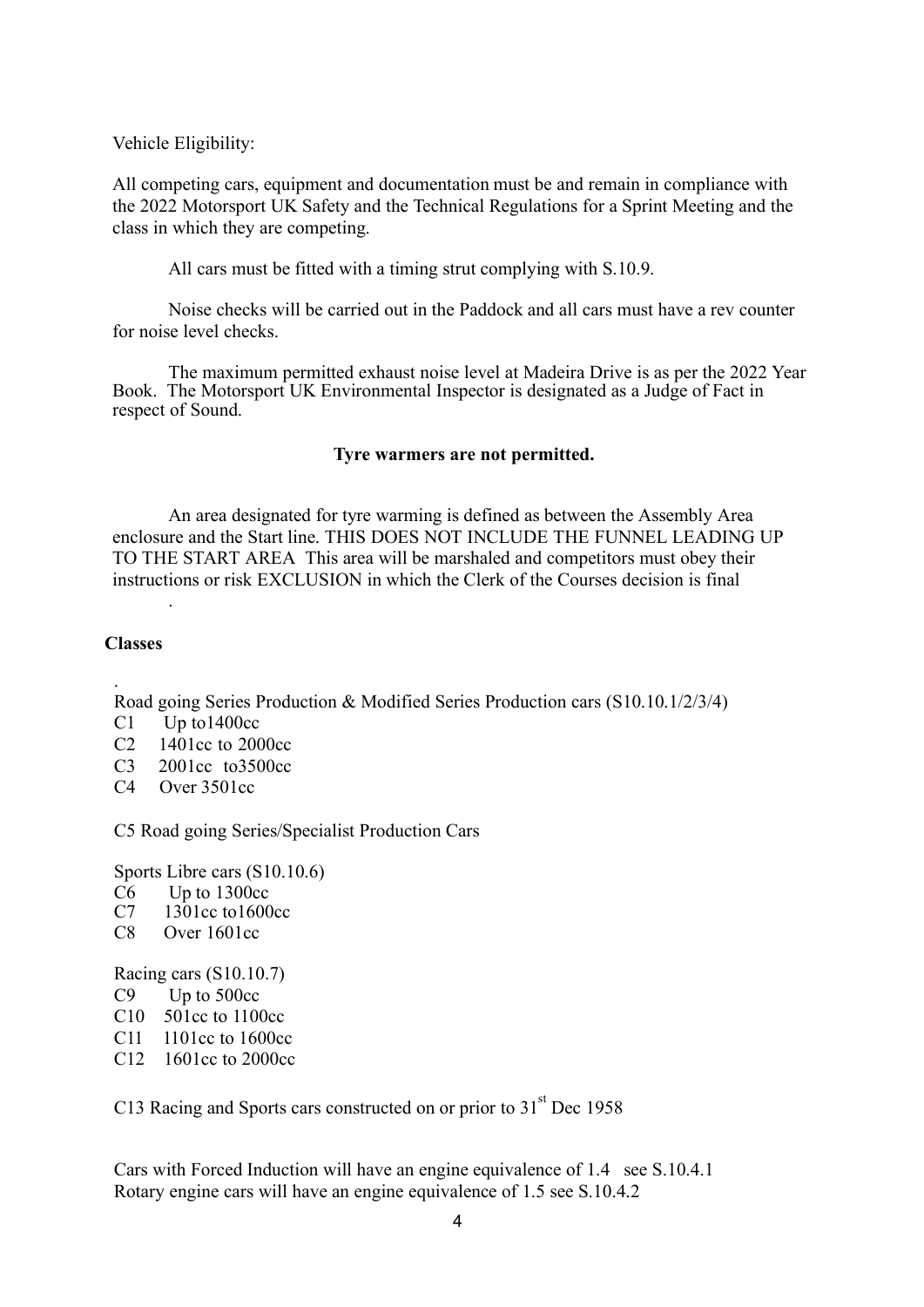Vehicle Eligibility:

All competing cars, equipment and documentation must be and remain in compliance with the 2022 Motorsport UK Safety and the Technical Regulations for a Sprint Meeting and the class in which they are competing.

All cars must be fitted with a timing strut complying with S.10.9.

Noise checks will be carried out in the Paddock and all cars must have a rev counter for noise level checks.

The maximum permitted exhaust noise level at Madeira Drive is as per the 2022 Year Book. The Motorsport UK Environmental Inspector is designated as a Judge of Fact in respect of Sound.

**Tyre warmers are not permitted.**

An area designated for tyre warming is defined as between the Assembly Area enclosure and the Start line. THIS DOES NOT INCLUDE THE FUNNEL LEADING UP TO THE START AREA This area will be marshaled and competitors must obey their instructions or risk EXCLUSION in which the Clerk of the Courses decision is final

.

**Classes**

.

Road going Series Production & Modified Series Production cars (S10.10.1/2/3/4)

C1 Up to1400cc
C2 1401cc to 2000cc
C3 2001cc to3500cc
C4 Over 3501cc

C5 Road going Series/Specialist Production Cars

Sports Libre cars (S10.10.6)

C6 Up to 1300cc
C7 1301cc to1600cc
C8 Over 1601cc

Racing cars (S10.10.7)

C9 Up to 500cc
C10 501cc to 1100cc
C11 1101cc to 1600cc
C12 1601cc to 2000cc

C13 Racing and Sports cars constructed on or prior to 31st Dec 1958

Cars with Forced Induction will have an engine equivalence of 1.4 see S.10.4.1
Rotary engine cars will have an engine equivalence of 1.5 see S.10.4.2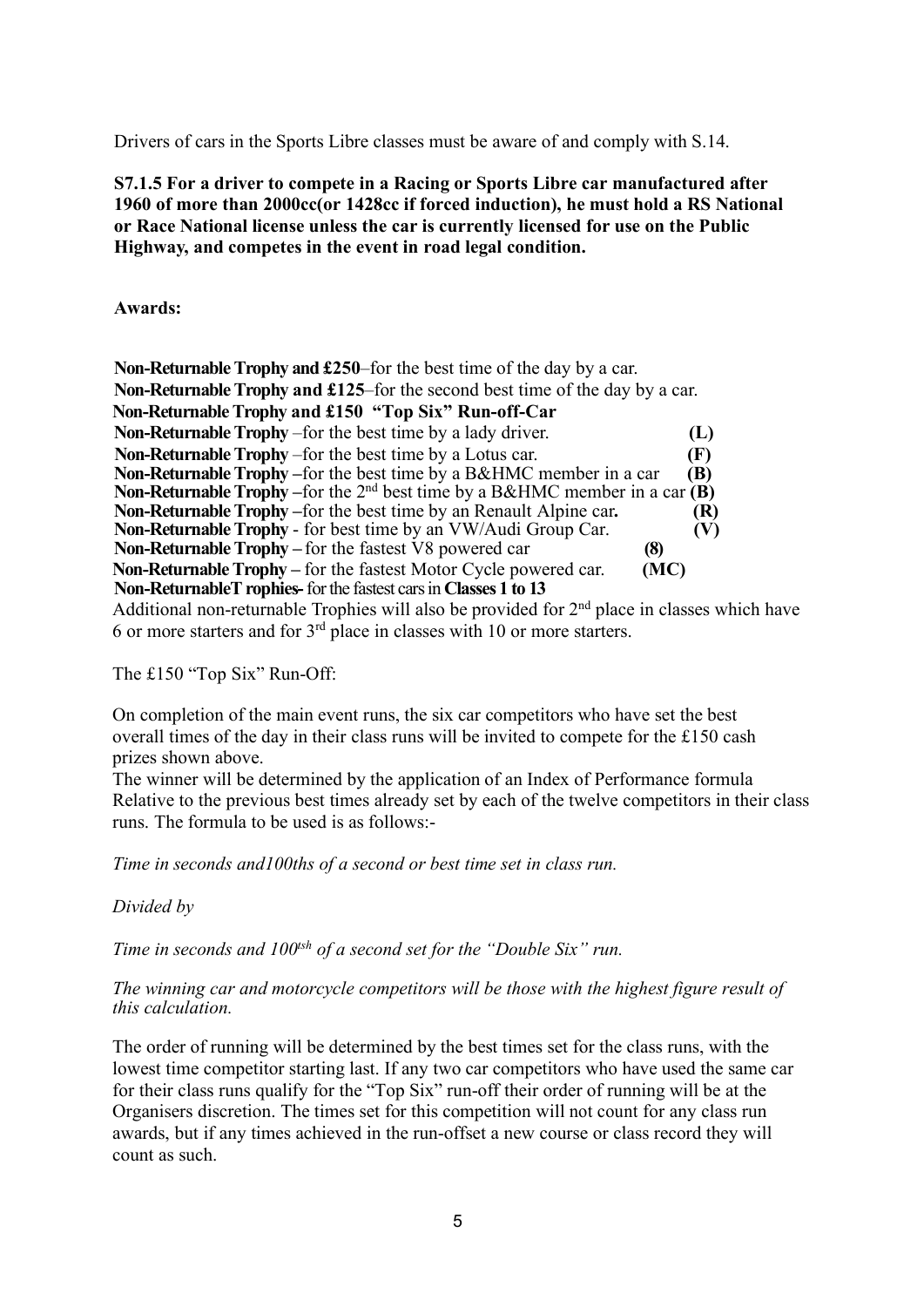Drivers of cars in the Sports Libre classes must be aware of and comply with S.14.

**S7.1.5 For a driver to compete in a Racing or Sports Libre car manufactured after 1960 of more than 2000cc(or 1428cc if forced induction), he must hold a RS National or Race National license unless the car is currently licensed for use on the Public Highway, and competes in the event in road legal condition.**

**Awards:**

**Non-Returnable Trophy and £250**–for the best time of the day by a car.
**Non-Returnable Trophy and £125**–for the second best time of the day by a car.
**Non-Returnable Trophy and £150 "Top Six" Run-off-Car**
**Non-Returnable Trophy** –for the best time by a lady driver. **(L)**
**Non-Returnable Trophy** –for the best time by a Lotus car. **(F)**
**Non-Returnable Trophy** –for the best time by a B&HMC member in a car **(B)**
**Non-Returnable Trophy** –for the 2nd best time by a B&HMC member in a car **(B)**
**Non-Returnable Trophy** –for the best time by an Renault Alpine car**.** **(R)**
**Non-Returnable Trophy** - for best time by an VW/Audi Group Car. **(V)**
**Non-Returnable Trophy** – for the fastest V8 powered car **(8)**
**Non-Returnable Trophy** – for the fastest Motor Cycle powered car. **(MC)**
**Non-ReturnableT rophies-** for the fastest cars in **Classes 1 to 13**
Additional non-returnable Trophies will also be provided for 2nd place in classes which have 6 or more starters and for 3rd place in classes with 10 or more starters.

The £150 "Top Six" Run-Off:

On completion of the main event runs, the six car competitors who have set the best overall times of the day in their class runs will be invited to compete for the £150 cash prizes shown above.
The winner will be determined by the application of an Index of Performance formula Relative to the previous best times already set by each of the twelve competitors in their class runs. The formula to be used is as follows:-

*Time in seconds and100ths of a second or best time set in class run.*

*Divided by*

*Time in seconds and 100tsh of a second set for the "Double Six" run.*

*The winning car and motorcycle competitors will be those with the highest figure result of this calculation.*

The order of running will be determined by the best times set for the class runs, with the lowest time competitor starting last. If any two car competitors who have used the same car for their class runs qualify for the "Top Six" run-off their order of running will be at the Organisers discretion. The times set for this competition will not count for any class run awards, but if any times achieved in the run-offset a new course or class record they will count as such.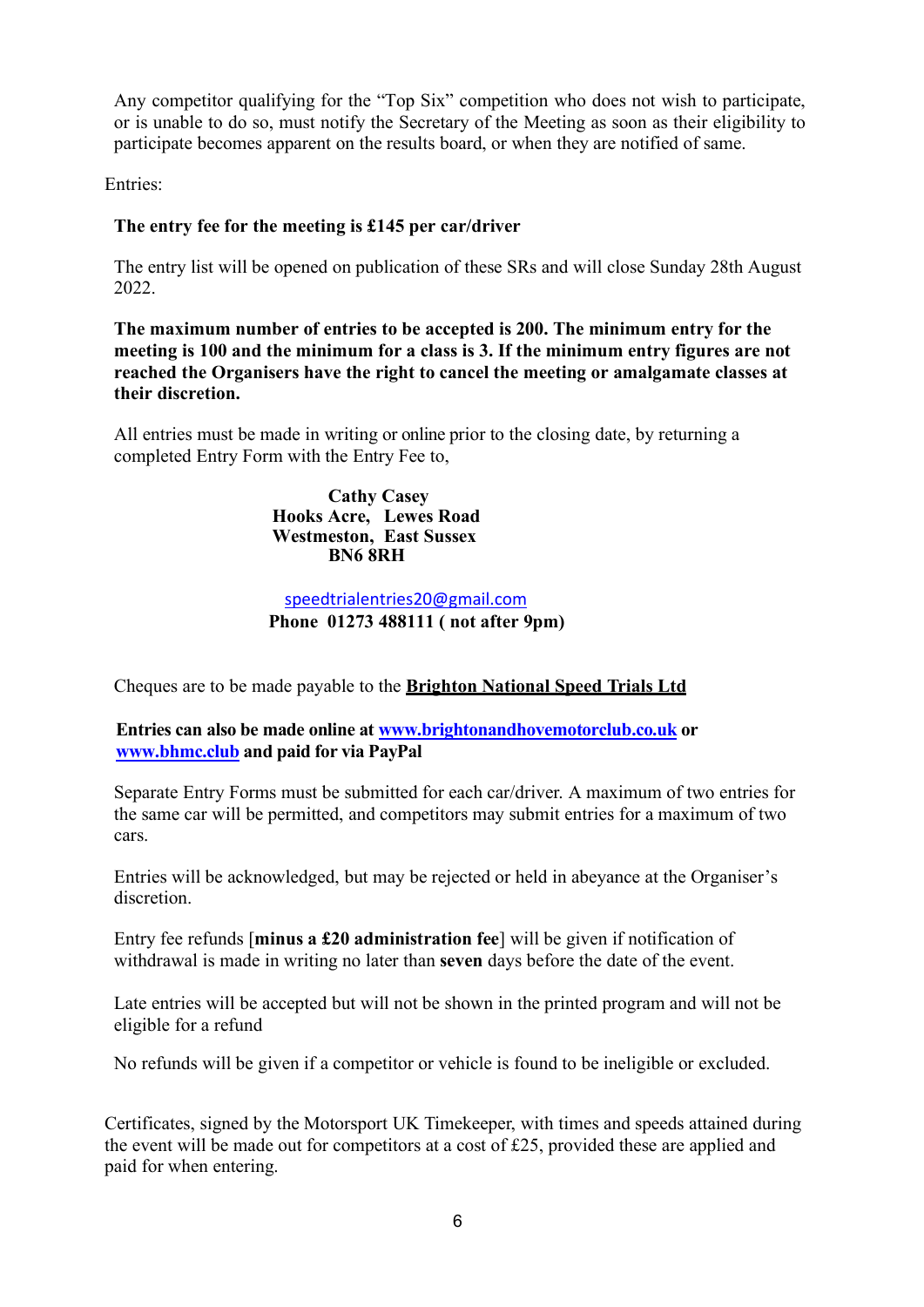Any competitor qualifying for the "Top Six" competition who does not wish to participate, or is unable to do so, must notify the Secretary of the Meeting as soon as their eligibility to participate becomes apparent on the results board, or when they are notified of same.

Entries:

**The entry fee for the meeting is £145 per car/driver**

The entry list will be opened on publication of these SRs and will close Sunday 28th August 2022.

**The maximum number of entries to be accepted is 200. The minimum entry for the meeting is 100 and the minimum for a class is 3. If the minimum entry figures are not reached the Organisers have the right to cancel the meeting or amalgamate classes at their discretion.**

All entries must be made in writing or online prior to the closing date, by returning a completed Entry Form with the Entry Fee to,

**Cathy Casey**
**Hooks Acre, Lewes Road**
**Westmeston, East Sussex**
**BN6 8RH**

speedtrialentries20@gmail.com
**Phone 01273 488111 ( not after 9pm)**

Cheques are to be made payable to the **Brighton National Speed Trials Ltd**

**Entries can also be made online at www.brightonandhovemotorclub.co.uk or www.bhmc.club and paid for via PayPal**

Separate Entry Forms must be submitted for each car/driver. A maximum of two entries for the same car will be permitted, and competitors may submit entries for a maximum of two cars.

Entries will be acknowledged, but may be rejected or held in abeyance at the Organiser's discretion.

Entry fee refunds [**minus a £20 administration fee**] will be given if notification of withdrawal is made in writing no later than **seven** days before the date of the event.

Late entries will be accepted but will not be shown in the printed program and will not be eligible for a refund

No refunds will be given if a competitor or vehicle is found to be ineligible or excluded.

Certificates, signed by the Motorsport UK Timekeeper, with times and speeds attained during the event will be made out for competitors at a cost of £25, provided these are applied and paid for when entering.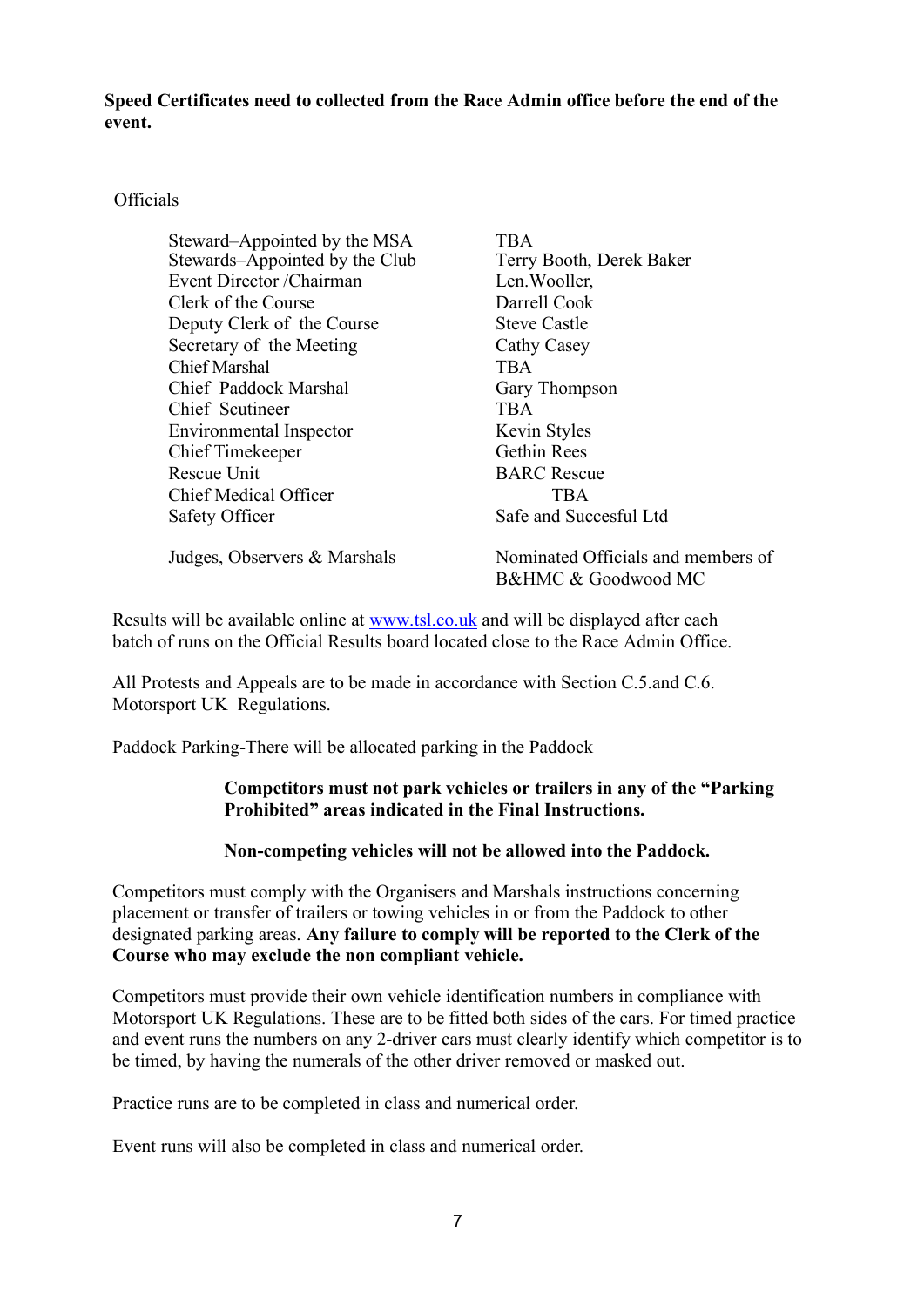**Speed Certificates need to collected from the Race Admin office before the end of the event.**

Officials

| | |
|---|---|
| Steward–Appointed by the MSA | TBA |
| Stewards–Appointed by the Club | Terry Booth, Derek Baker |
| Event Director /Chairman | Len.Wooller, |
| Clerk of the Course | Darrell Cook |
| Deputy Clerk of the Course | Steve Castle |
| Secretary of the Meeting | Cathy Casey |
| Chief Marshal | TBA |
| Chief Paddock Marshal | Gary Thompson |
| Chief Scutineer | TBA |
| Environmental Inspector | Kevin Styles |
| Chief Timekeeper | Gethin Rees |
| Rescue Unit | BARC Rescue |
| Chief Medical Officer | TBA |
| Safety Officer | Safe and Succesful Ltd |
| Judges, Observers & Marshals | Nominated Officials and members of B&HMC & Goodwood MC |

Results will be available online at [www.tsl.co.uk](http://www.tsl.co.uk) and will be displayed after each batch of runs on the Official Results board located close to the Race Admin Office.

All Protests and Appeals are to be made in accordance with Section C.5.and C.6. Motorsport UK Regulations.

Paddock Parking-There will be allocated parking in the Paddock

**Competitors must not park vehicles or trailers in any of the "Parking Prohibited" areas indicated in the Final Instructions.**

**Non-competing vehicles will not be allowed into the Paddock.**

Competitors must comply with the Organisers and Marshals instructions concerning placement or transfer of trailers or towing vehicles in or from the Paddock to other designated parking areas. **Any failure to comply will be reported to the Clerk of the Course who may exclude the non compliant vehicle.**

Competitors must provide their own vehicle identification numbers in compliance with Motorsport UK Regulations. These are to be fitted both sides of the cars. For timed practice and event runs the numbers on any 2-driver cars must clearly identify which competitor is to be timed, by having the numerals of the other driver removed or masked out.

Practice runs are to be completed in class and numerical order.

Event runs will also be completed in class and numerical order.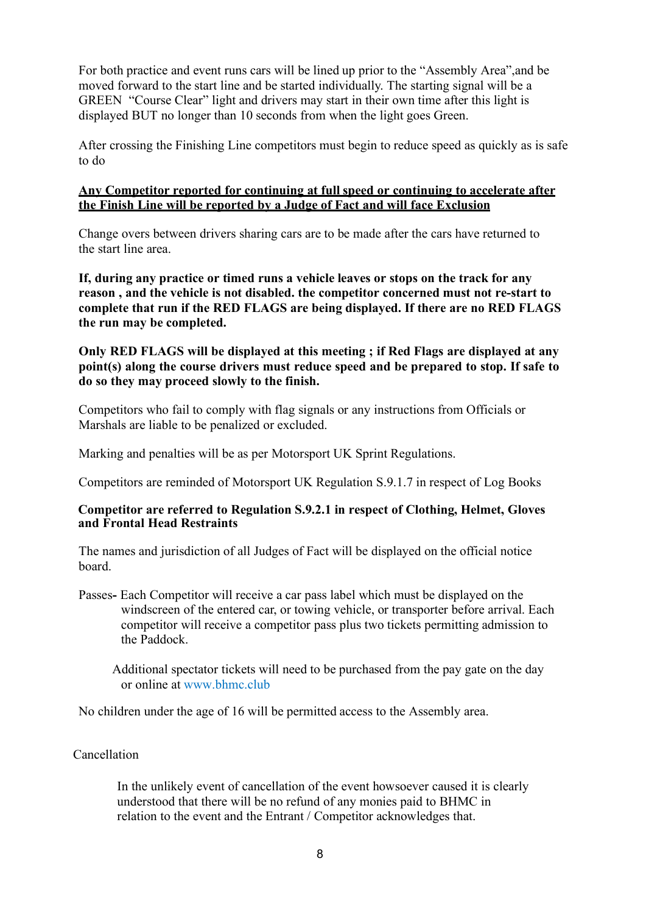For both practice and event runs cars will be lined up prior to the "Assembly Area",and be moved forward to the start line and be started individually. The starting signal will be a GREEN "Course Clear" light and drivers may start in their own time after this light is displayed BUT no longer than 10 seconds from when the light goes Green.

After crossing the Finishing Line competitors must begin to reduce speed as quickly as is safe to do

**<u>Any Competitor reported for continuing at full speed or continuing to accelerate after the Finish Line will be reported by a Judge of Fact and will face Exclusion</u>**

Change overs between drivers sharing cars are to be made after the cars have returned to the start line area.

**If, during any practice or timed runs a vehicle leaves or stops on the track for any reason , and the vehicle is not disabled. the competitor concerned must not re-start to complete that run if the RED FLAGS are being displayed. If there are no RED FLAGS the run may be completed.**

**Only RED FLAGS will be displayed at this meeting ; if Red Flags are displayed at any point(s) along the course drivers must reduce speed and be prepared to stop. If safe to do so they may proceed slowly to the finish.**

Competitors who fail to comply with flag signals or any instructions from Officials or Marshals are liable to be penalized or excluded.

Marking and penalties will be as per Motorsport UK Sprint Regulations.

Competitors are reminded of Motorsport UK Regulation S.9.1.7 in respect of Log Books

**Competitor are referred to Regulation S.9.2.1 in respect of Clothing, Helmet, Gloves and Frontal Head Restraints**

The names and jurisdiction of all Judges of Fact will be displayed on the official notice board.

Passes**-** Each Competitor will receive a car pass label which must be displayed on the windscreen of the entered car, or towing vehicle, or transporter before arrival. Each competitor will receive a competitor pass plus two tickets permitting admission to the Paddock.

Additional spectator tickets will need to be purchased from the pay gate on the day or online at www.bhmc.club

No children under the age of 16 will be permitted access to the Assembly area.

Cancellation

In the unlikely event of cancellation of the event howsoever caused it is clearly understood that there will be no refund of any monies paid to BHMC in relation to the event and the Entrant / Competitor acknowledges that.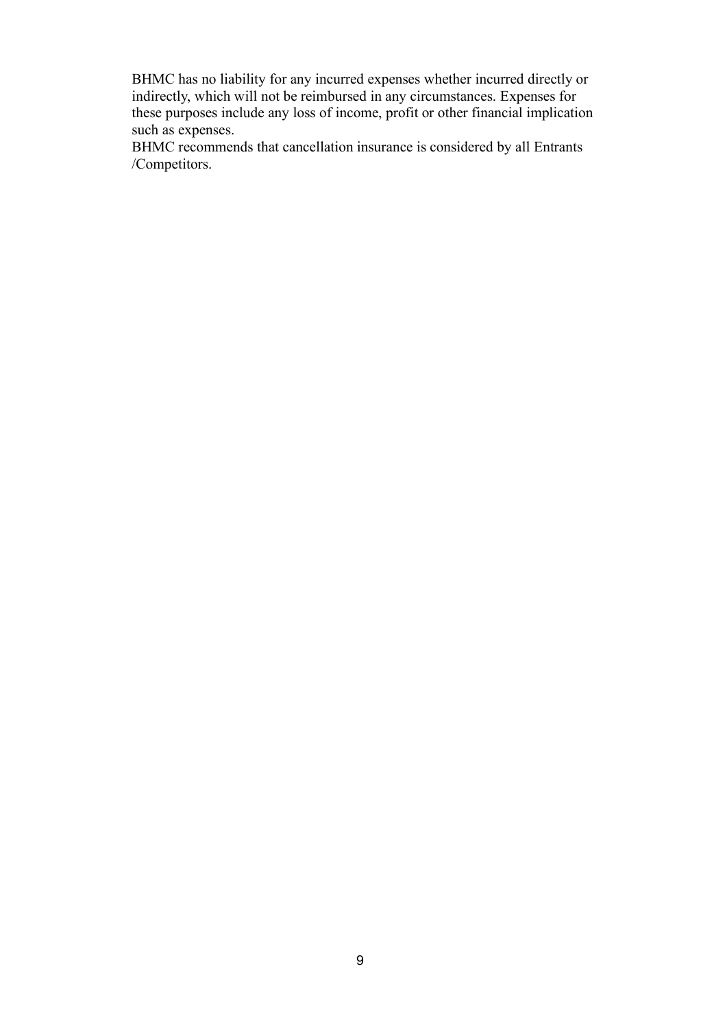BHMC has no liability for any incurred expenses whether incurred directly or indirectly, which will not be reimbursed in any circumstances. Expenses for these purposes include any loss of income, profit or other financial implication such as expenses.

BHMC recommends that cancellation insurance is considered by all Entrants /Competitors.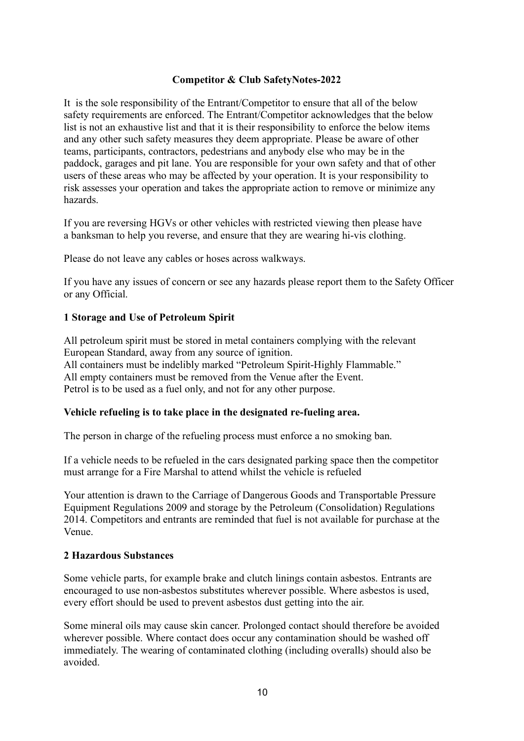**Competitor & Club SafetyNotes-2022**

It is the sole responsibility of the Entrant/Competitor to ensure that all of the below safety requirements are enforced. The Entrant/Competitor acknowledges that the below list is not an exhaustive list and that it is their responsibility to enforce the below items and any other such safety measures they deem appropriate. Please be aware of other teams, participants, contractors, pedestrians and anybody else who may be in the paddock, garages and pit lane. You are responsible for your own safety and that of other users of these areas who may be affected by your operation. It is your responsibility to risk assesses your operation and takes the appropriate action to remove or minimize any hazards.

If you are reversing HGVs or other vehicles with restricted viewing then please have a banksman to help you reverse, and ensure that they are wearing hi-vis clothing.

Please do not leave any cables or hoses across walkways.

If you have any issues of concern or see any hazards please report them to the Safety Officer or any Official.

**1 Storage and Use of Petroleum Spirit**

All petroleum spirit must be stored in metal containers complying with the relevant European Standard, away from any source of ignition.
All containers must be indelibly marked "Petroleum Spirit-Highly Flammable."
All empty containers must be removed from the Venue after the Event.
Petrol is to be used as a fuel only, and not for any other purpose.

**Vehicle refueling is to take place in the designated re-fueling area.**

The person in charge of the refueling process must enforce a no smoking ban.

If a vehicle needs to be refueled in the cars designated parking space then the competitor must arrange for a Fire Marshal to attend whilst the vehicle is refueled

Your attention is drawn to the Carriage of Dangerous Goods and Transportable Pressure Equipment Regulations 2009 and storage by the Petroleum (Consolidation) Regulations 2014. Competitors and entrants are reminded that fuel is not available for purchase at the Venue.

**2 Hazardous Substances**

Some vehicle parts, for example brake and clutch linings contain asbestos. Entrants are encouraged to use non-asbestos substitutes wherever possible. Where asbestos is used, every effort should be used to prevent asbestos dust getting into the air.

Some mineral oils may cause skin cancer. Prolonged contact should therefore be avoided wherever possible. Where contact does occur any contamination should be washed off immediately. The wearing of contaminated clothing (including overalls) should also be avoided.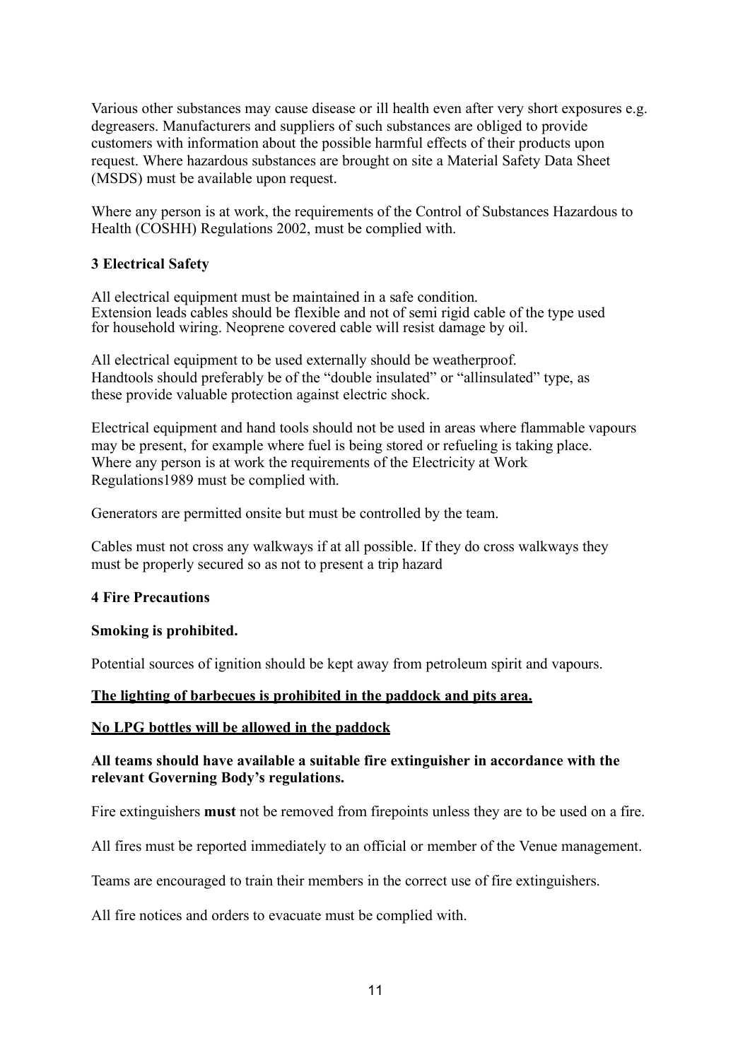Various other substances may cause disease or ill health even after very short exposures e.g. degreasers. Manufacturers and suppliers of such substances are obliged to provide customers with information about the possible harmful effects of their products upon request. Where hazardous substances are brought on site a Material Safety Data Sheet (MSDS) must be available upon request.

Where any person is at work, the requirements of the Control of Substances Hazardous to Health (COSHH) Regulations 2002, must be complied with.

### 3 Electrical Safety

All electrical equipment must be maintained in a safe condition.
Extension leads cables should be flexible and not of semi rigid cable of the type used for household wiring. Neoprene covered cable will resist damage by oil.

All electrical equipment to be used externally should be weatherproof.
Handtools should preferably be of the "double insulated" or "allinsulated" type, as these provide valuable protection against electric shock.

Electrical equipment and hand tools should not be used in areas where flammable vapours may be present, for example where fuel is being stored or refueling is taking place.
Where any person is at work the requirements of the Electricity at Work Regulations1989 must be complied with.

Generators are permitted onsite but must be controlled by the team.

Cables must not cross any walkways if at all possible. If they do cross walkways they must be properly secured so as not to present a trip hazard

### 4 Fire Precautions

**Smoking is prohibited.**

Potential sources of ignition should be kept away from petroleum spirit and vapours.

**<u>The lighting of barbecues is prohibited in the paddock and pits area.</u>**

**<u>No LPG bottles will be allowed in the paddock</u>**

**All teams should have available a suitable fire extinguisher in accordance with the relevant Governing Body's regulations.**

Fire extinguishers **must** not be removed from firepoints unless they are to be used on a fire.

All fires must be reported immediately to an official or member of the Venue management.

Teams are encouraged to train their members in the correct use of fire extinguishers.

All fire notices and orders to evacuate must be complied with.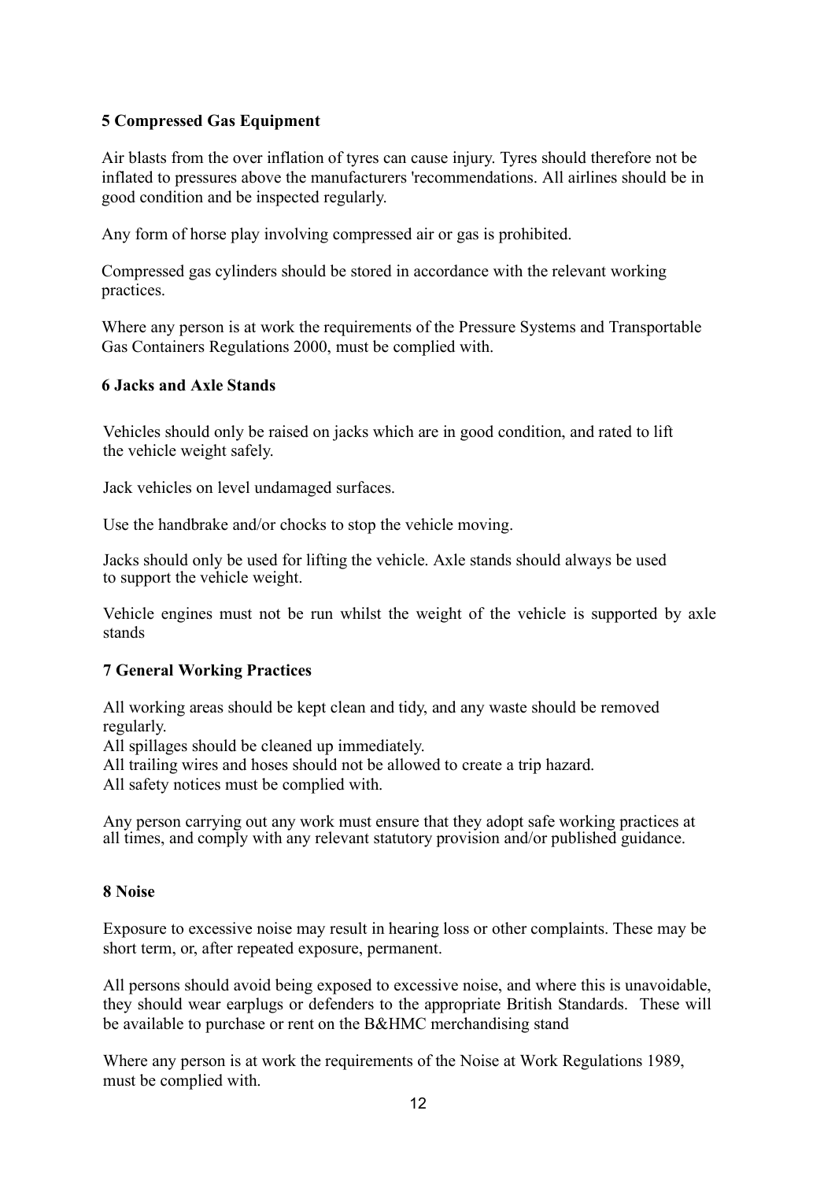## 5 Compressed Gas Equipment

Air blasts from the over inflation of tyres can cause injury. Tyres should therefore not be inflated to pressures above the manufacturers 'recommendations. All airlines should be in good condition and be inspected regularly.

Any form of horse play involving compressed air or gas is prohibited.

Compressed gas cylinders should be stored in accordance with the relevant working practices.

Where any person is at work the requirements of the Pressure Systems and Transportable Gas Containers Regulations 2000, must be complied with.

## 6 Jacks and Axle Stands

Vehicles should only be raised on jacks which are in good condition, and rated to lift the vehicle weight safely.

Jack vehicles on level undamaged surfaces.

Use the handbrake and/or chocks to stop the vehicle moving.

Jacks should only be used for lifting the vehicle. Axle stands should always be used to support the vehicle weight.

Vehicle engines must not be run whilst the weight of the vehicle is supported by axle stands

## 7 General Working Practices

All working areas should be kept clean and tidy, and any waste should be removed regularly.
All spillages should be cleaned up immediately.
All trailing wires and hoses should not be allowed to create a trip hazard.
All safety notices must be complied with.

Any person carrying out any work must ensure that they adopt safe working practices at all times, and comply with any relevant statutory provision and/or published guidance.

## 8 Noise

Exposure to excessive noise may result in hearing loss or other complaints. These may be short term, or, after repeated exposure, permanent.

All persons should avoid being exposed to excessive noise, and where this is unavoidable, they should wear earplugs or defenders to the appropriate British Standards. These will be available to purchase or rent on the B&HMC merchandising stand

Where any person is at work the requirements of the Noise at Work Regulations 1989, must be complied with.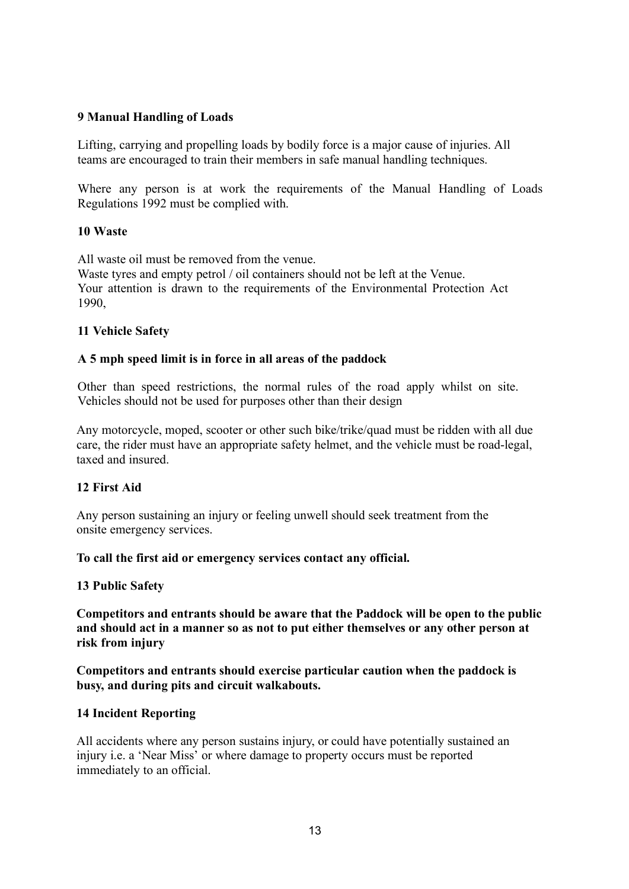## 9 Manual Handling of Loads

Lifting, carrying and propelling loads by bodily force is a major cause of injuries. All teams are encouraged to train their members in safe manual handling techniques.

Where any person is at work the requirements of the Manual Handling of Loads Regulations 1992 must be complied with.

## 10 Waste

All waste oil must be removed from the venue.
Waste tyres and empty petrol / oil containers should not be left at the Venue.
Your attention is drawn to the requirements of the Environmental Protection Act 1990,

## 11 Vehicle Safety

**A 5 mph speed limit is in force in all areas of the paddock**

Other than speed restrictions, the normal rules of the road apply whilst on site. Vehicles should not be used for purposes other than their design

Any motorcycle, moped, scooter or other such bike/trike/quad must be ridden with all due care, the rider must have an appropriate safety helmet, and the vehicle must be road-legal, taxed and insured.

## 12 First Aid

Any person sustaining an injury or feeling unwell should seek treatment from the onsite emergency services.

**To call the first aid or emergency services contact any official.**

## 13 Public Safety

**Competitors and entrants should be aware that the Paddock will be open to the public and should act in a manner so as not to put either themselves or any other person at risk from injury**

**Competitors and entrants should exercise particular caution when the paddock is busy, and during pits and circuit walkabouts.**

## 14 Incident Reporting

All accidents where any person sustains injury, or could have potentially sustained an injury i.e. a 'Near Miss' or where damage to property occurs must be reported immediately to an official.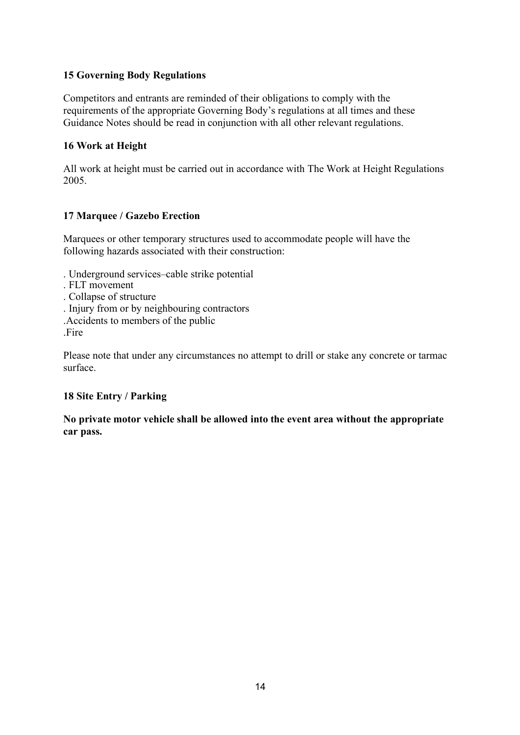**15 Governing Body Regulations**

Competitors and entrants are reminded of their obligations to comply with the requirements of the appropriate Governing Body's regulations at all times and these Guidance Notes should be read in conjunction with all other relevant regulations.

**16 Work at Height**

All work at height must be carried out in accordance with The Work at Height Regulations 2005.

**17 Marquee / Gazebo Erection**

Marquees or other temporary structures used to accommodate people will have the following hazards associated with their construction:

. Underground services–cable strike potential
. FLT movement
. Collapse of structure
. Injury from or by neighbouring contractors
.Accidents to members of the public
.Fire

Please note that under any circumstances no attempt to drill or stake any concrete or tarmac surface.

**18 Site Entry / Parking**

**No private motor vehicle shall be allowed into the event area without the appropriate car pass.**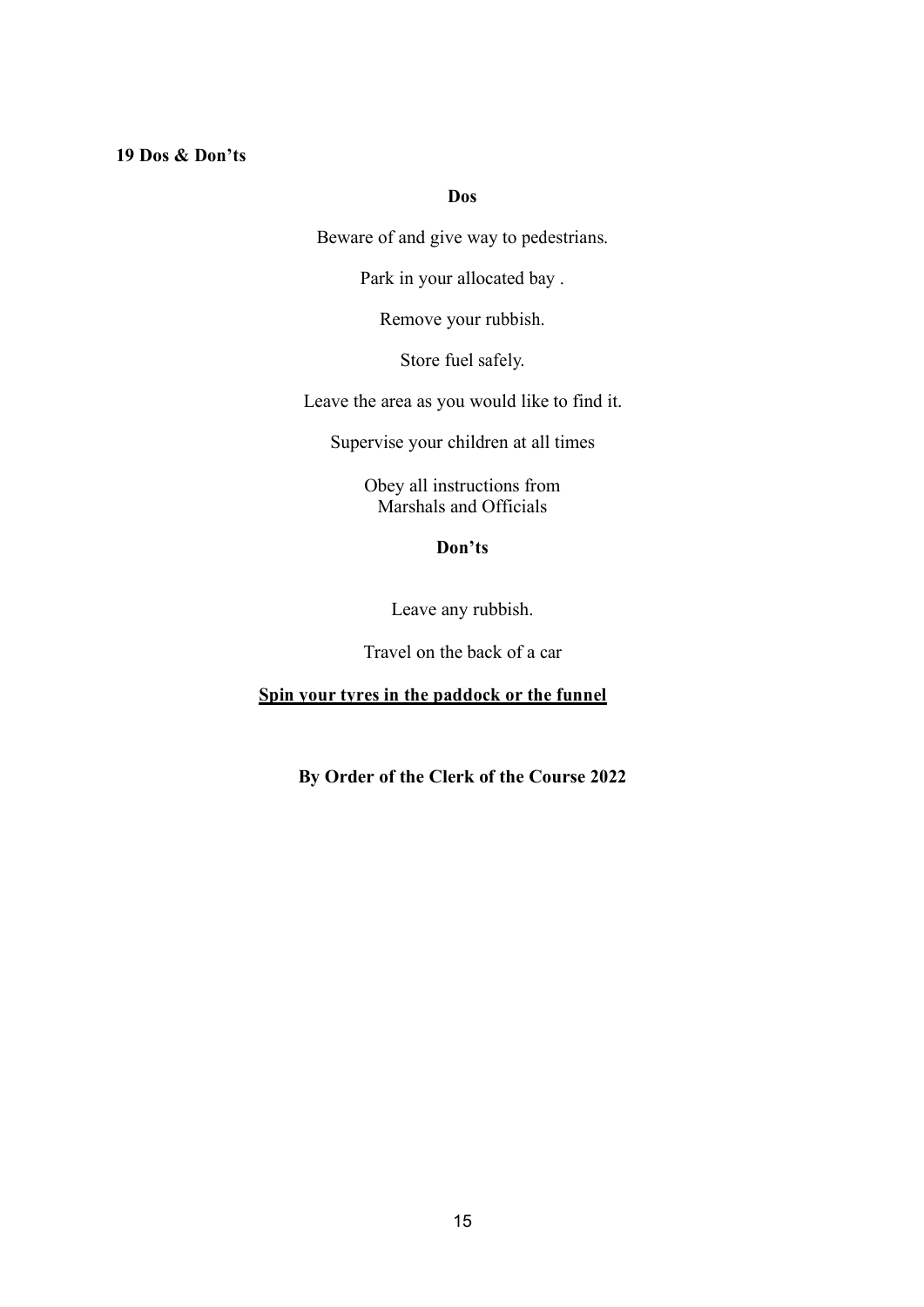## 19 Dos & Don’ts

**Dos**

Beware of and give way to pedestrians.

Park in your allocated bay .

Remove your rubbish.

Store fuel safely.

Leave the area as you would like to find it.

Supervise your children at all times

Obey all instructions from Marshals and Officials

**Don’ts**

Leave any rubbish.

Travel on the back of a car

<u>**Spin your tyres in the paddock or the funnel**</u>

**By Order of the Clerk of the Course 2022**